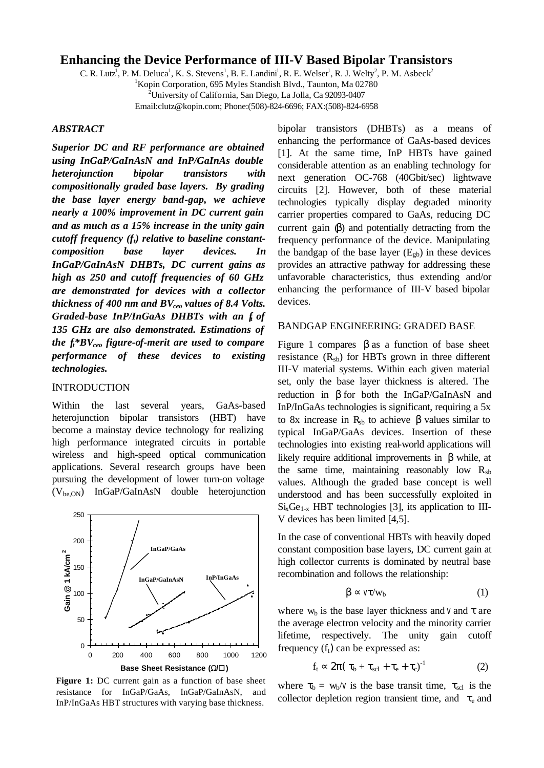# Enhancing the Device Performance of III-V Based Bipolar Transistors

C. R. Lutz[1], P. M. Deluca[1], K. S. Stevens[1], B. E. Landini[1], R. E. Welser[1], R. J. Welty[2], P. M. Asbeck[2]

[1]Kopin Corporation, 695 Myles Standish Blvd., Taunton, Ma 02780

[2]University of California, San Diego, La Jolla, Ca 92093-0407

Email:clutz@kopin.com; Phone:(508)-824-6696; FAX:(508)-824-6958

## ABSTRACT

***Superior DC and RF performance are obtained using InGaP/GaInAs and InP/GaInAs double heterojunction bipolar transistors with compositionally graded base layers. By grading the base layer energy band-gap, we achieve nearly a 100% improvement in DC current gain and as much as a 15% increase in the unity gain cutoff frequency ($f_t$) relative to baseline constant-composition base layer devices. In InGaP/GaInAsN DHBTs, DC current gains as high as 250 and cutoff frequencies of 60 GHz are demonstrated for devices with a collector thickness of 400 nm and $BV_{ceo}$ values of 8.4 Volts. Graded-base InP/InGaAs DHBTs with an $f_t$ of 135 GHz are also demonstrated. Estimations of the $f_t$\*$BV_{ceo}$ figure-of-merit are used to compare performance of these devices to existing technologies.***

## INTRODUCTION

Within the last several years, GaAs-based heterojunction bipolar transistors (HBT) have become a mainstay device technology for realizing high performance integrated circuits in portable wireless and high-speed optical communication applications. Several research groups have been pursuing the development of lower turn-on voltage ($V_{be,ON}$) InGaP/GaInAsN double heterojunction bipolar transistors (DHBTs) as a means of enhancing the performance of GaAs-based devices [1]. At the same time, InP HBTs have gained considerable attention as an enabling technology for next generation OC-768 (40Gbit/sec) lightwave circuits [2]. However, both of these material technologies typically display degraded minority carrier properties compared to GaAs, reducing DC current gain (β) and potentially detracting from the frequency performance of the device. Manipulating the bandgap of the base layer ($E_{gb}$) in these devices provides an attractive pathway for addressing these unfavorable characteristics, thus extending and/or enhancing the performance of III-V based bipolar devices.

Gain @ 1 kA/cm²
250
200
150
100
50
0
0 200 400 600 800 1000 1200
Base Sheet Resistance (Ω/□)
InGaP/GaAs
InGaP/GaInAsN
InP/InGaAs

**Figure 1:** DC current gain as a function of base sheet resistance for InGaP/GaAs, InGaP/GaInAsN, and InP/InGaAs HBT structures with varying base thickness.

## BANDGAP ENGINEERING: GRADED BASE

Figure 1 compares β as a function of base sheet resistance ($R_{sb}$) for HBTs grown in three different III-V material systems. Within each given material set, only the base layer thickness is altered. The reduction in β for both the InGaP/GaInAsN and InP/InGaAs technologies is significant, requiring a 5x to 8x increase in $R_{sb}$ to achieve β values similar to typical InGaP/GaAs devices. Insertion of these technologies into existing real-world applications will likely require additional improvements in β while, at the same time, maintaining reasonably low $R_{sb}$ values. Although the graded base concept is well understood and has been successfully exploited in $Si_xGe_{1-x}$ HBT technologies [3], its application to III-V devices has been limited [4,5].

In the case of conventional HBTs with heavily doped constant composition base layers, DC current gain at high collector currents is dominated by neutral base recombination and follows the relationship:

$$\beta \propto v\tau/w_b \qquad (1)$$

where $w_b$ is the base layer thickness and $v$ and $\tau$ are the average electron velocity and the minority carrier lifetime, respectively. The unity gain cutoff frequency ($f_t$) can be expressed as:

$$f_t \propto 2\pi(\tau_b + \tau_{scl} + \tau_e + \tau_c)^{-1} \qquad (2)$$

where $\tau_b = w_b/v$ is the base transit time, $\tau_{scl}$ is the collector depletion region transient time, and $\tau_e$ and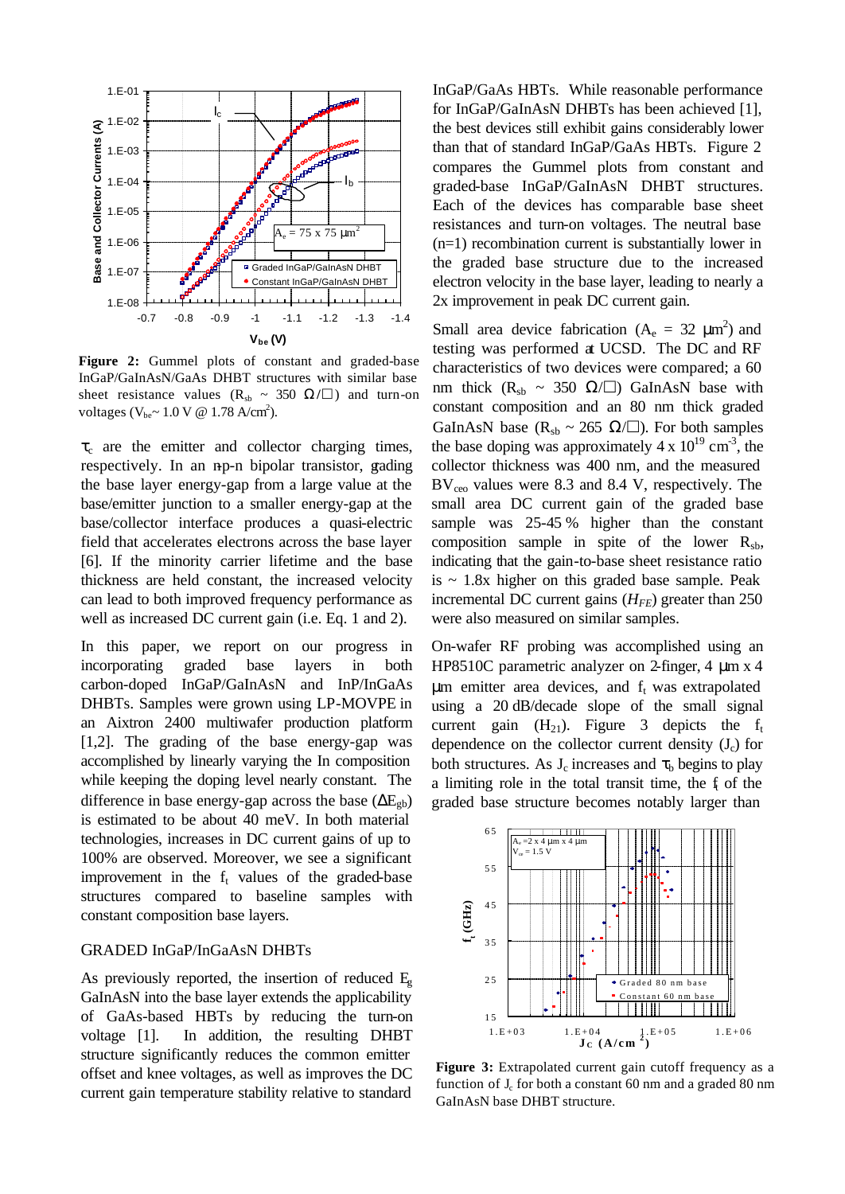**Figure 2:** Gummel plots of constant and graded-base InGaP/GaInAsN/GaAs DHBT structures with similar base sheet resistance values ($R_{sb}$ ~ 350 Ω/□) and turn-on voltages ($V_{be}$~ 1.0 V @ 1.78 A/cm$^2$).

$\tau_c$ are the emitter and collector charging times, respectively. In an n-p-n bipolar transistor, grading the base layer energy-gap from a large value at the base/emitter junction to a smaller energy-gap at the base/collector interface produces a quasi-electric field that accelerates electrons across the base layer [6]. If the minority carrier lifetime and the base thickness are held constant, the increased velocity can lead to both improved frequency performance as well as increased DC current gain (i.e. Eq. 1 and 2).

In this paper, we report on our progress in incorporating graded base layers in both carbon-doped InGaP/GaInAsN and InP/InGaAs DHBTs. Samples were grown using LP-MOVPE in an Aixtron 2400 multiwafer production platform [1,2]. The grading of the base energy-gap was accomplished by linearly varying the In composition while keeping the doping level nearly constant. The difference in base energy-gap across the base ($\Delta E_{gb}$) is estimated to be about 40 meV. In both material technologies, increases in DC current gains of up to 100% are observed. Moreover, we see a significant improvement in the $f_t$ values of the graded-base structures compared to baseline samples with constant composition base layers.

## GRADED InGaP/InGaAsN DHBTs

As previously reported, the insertion of reduced $E_g$ GaInAsN into the base layer extends the applicability of GaAs-based HBTs by reducing the turn-on voltage [1]. In addition, the resulting DHBT structure significantly reduces the common emitter offset and knee voltages, as well as improves the DC current gain temperature stability relative to standard InGaP/GaAs HBTs. While reasonable performance for InGaP/GaInAsN DHBTs has been achieved [1], the best devices still exhibit gains considerably lower than that of standard InGaP/GaAs HBTs. Figure 2 compares the Gummel plots from constant and graded-base InGaP/GaInAsN DHBT structures. Each of the devices has comparable base sheet resistances and turn-on voltages. The neutral base (n=1) recombination current is substantially lower in the graded base structure due to the increased electron velocity in the base layer, leading to nearly a 2x improvement in peak DC current gain.

Small area device fabrication ($A_e$ = 32 μm$^2$) and testing was performed at UCSD. The DC and RF characteristics of two devices were compared; a 60 nm thick ($R_{sb}$ ~ 350 Ω/□) GaInAsN base with constant composition and an 80 nm thick graded GaInAsN base ($R_{sb}$ ~ 265 Ω/□). For both samples the base doping was approximately 4 x 10$^{19}$ cm$^{-3}$, the collector thickness was 400 nm, and the measured $BV_{ceo}$ values were 8.3 and 8.4 V, respectively. The small area DC current gain of the graded base sample was 25-45 % higher than the constant composition sample in spite of the lower $R_{sb}$, indicating that the gain-to-base sheet resistance ratio is ~ 1.8x higher on this graded base sample. Peak incremental DC current gains ($H_{FE}$) greater than 250 were also measured on similar samples.

On-wafer RF probing was accomplished using an HP8510C parametric analyzer on 2-finger, 4 μm x 4 μm emitter area devices, and $f_t$ was extrapolated using a 20 dB/decade slope of the small signal current gain ($H_{21}$). Figure 3 depicts the $f_t$ dependence on the collector current density ($J_c$) for both structures. As $J_c$ increases and $\tau_b$ begins to play a limiting role in the total transit time, the $f_t$ of the graded base structure becomes notably larger than

**Figure 3:** Extrapolated current gain cutoff frequency as a function of $J_c$ for both a constant 60 nm and a graded 80 nm GaInAsN base DHBT structure.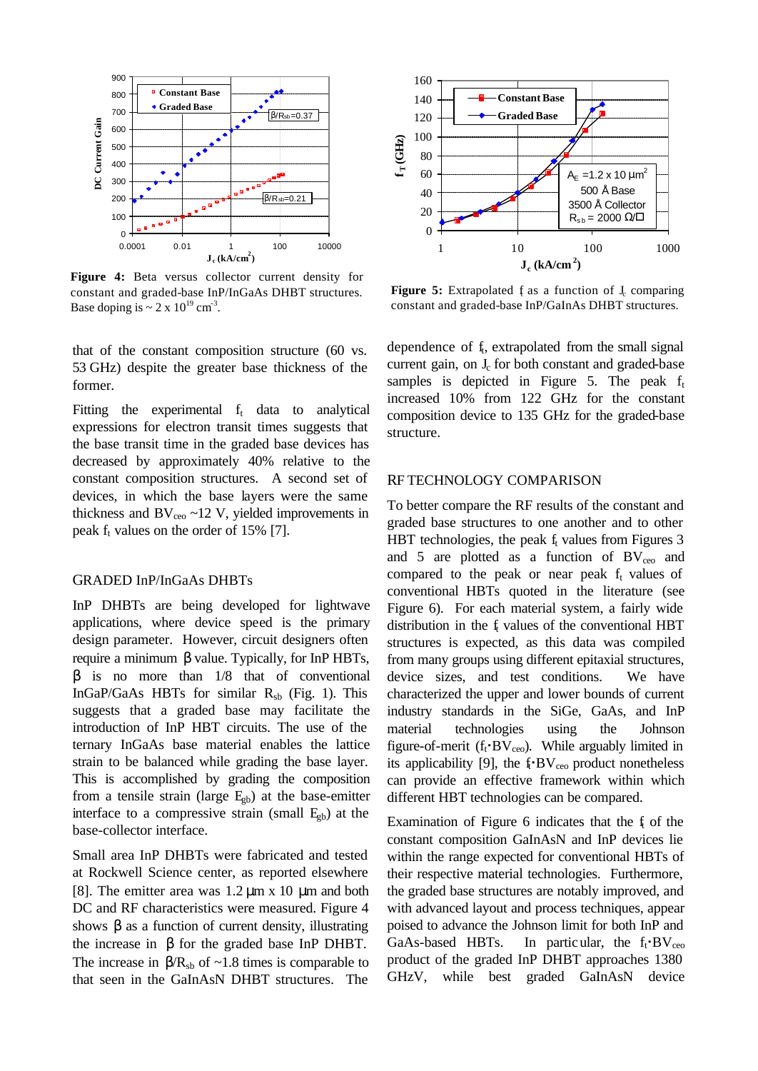900
800
700
600
500
400
300
200
100
0

DC Current Gain

Constant Base
Graded Base

β/Rsb=0.37

β/Rsb=0.21

0.0001 0.01 1 100 10000

$J_c$ (kA/cm²)

**Figure 4:** Beta versus collector current density for constant and graded-base InP/InGaAs DHBT structures. Base doping is ~ 2 x $10^{19}$ $cm^{-3}$.

160
140
120
100
80
60
40
20
0

$f_T$ (GHz)

Constant Base
Graded Base

$A_E$ =1.2 x 10 µm²
500 Å Base
3500 Å Collector
$R_{sb}$ = 2000 Ω/□

1 10 100 1000

$J_c$ (kA/cm²)

**Figure 5:** Extrapolated $f_t$ as a function of $J_c$ comparing constant and graded-base InP/GaInAs DHBT structures.

that of the constant composition structure (60 vs. 53 GHz) despite the greater base thickness of the former.

Fitting the experimental $f_t$ data to analytical expressions for electron transit times suggests that the base transit time in the graded base devices has decreased by approximately 40% relative to the constant composition structures. A second set of devices, in which the base layers were the same thickness and $BV_{ceo}$ ~12 V, yielded improvements in peak $f_t$ values on the order of 15% [7].

## GRADED InP/InGaAs DHBTs

InP DHBTs are being developed for lightwave applications, where device speed is the primary design parameter. However, circuit designers often require a minimum β value. Typically, for InP HBTs, β is no more than 1/8 that of conventional InGaP/GaAs HBTs for similar $R_{sb}$ (Fig. 1). This suggests that a graded base may facilitate the introduction of InP HBT circuits. The use of the ternary InGaAs base material enables the lattice strain to be balanced while grading the base layer. This is accomplished by grading the composition from a tensile strain (large $E_{gb}$) at the base-emitter interface to a compressive strain (small $E_{gb}$) at the base-collector interface.

Small area InP DHBTs were fabricated and tested at Rockwell Science center, as reported elsewhere [8]. The emitter area was 1.2 µm x 10 µm and both DC and RF characteristics were measured. Figure 4 shows β as a function of current density, illustrating the increase in β for the graded base InP DHBT. The increase in $\beta/R_{sb}$ of ~1.8 times is comparable to that seen in the GaInAsN DHBT structures. The dependence of $f_t$, extrapolated from the small signal current gain, on $J_c$ for both constant and graded-base samples is depicted in Figure 5. The peak $f_t$ increased 10% from 122 GHz for the constant composition device to 135 GHz for the graded-base structure.

## RF TECHNOLOGY COMPARISON

To better compare the RF results of the constant and graded base structures to one another and to other HBT technologies, the peak $f_t$ values from Figures 3 and 5 are plotted as a function of $BV_{ceo}$ and compared to the peak or near peak $f_t$ values of conventional HBTs quoted in the literature (see Figure 6). For each material system, a fairly wide distribution in the $f_t$ values of the conventional HBT structures is expected, as this data was compiled from many groups using different epitaxial structures, device sizes, and test conditions. We have characterized the upper and lower bounds of current industry standards in the SiGe, GaAs, and InP material technologies using the Johnson figure-of-merit ($f_t \cdot BV_{ceo}$). While arguably limited in its applicability [9], the $f_t \cdot BV_{ceo}$ product nonetheless can provide an effective framework within which different HBT technologies can be compared.

Examination of Figure 6 indicates that the $f_t$ of the constant composition GaInAsN and InP devices lie within the range expected for conventional HBTs of their respective material technologies. Furthermore, the graded base structures are notably improved, and with advanced layout and process techniques, appear poised to advance the Johnson limit for both InP and GaAs-based HBTs. In particular, the $f_t \cdot BV_{ceo}$ product of the graded InP DHBT approaches 1380 GHzV, while best graded GaInAsN device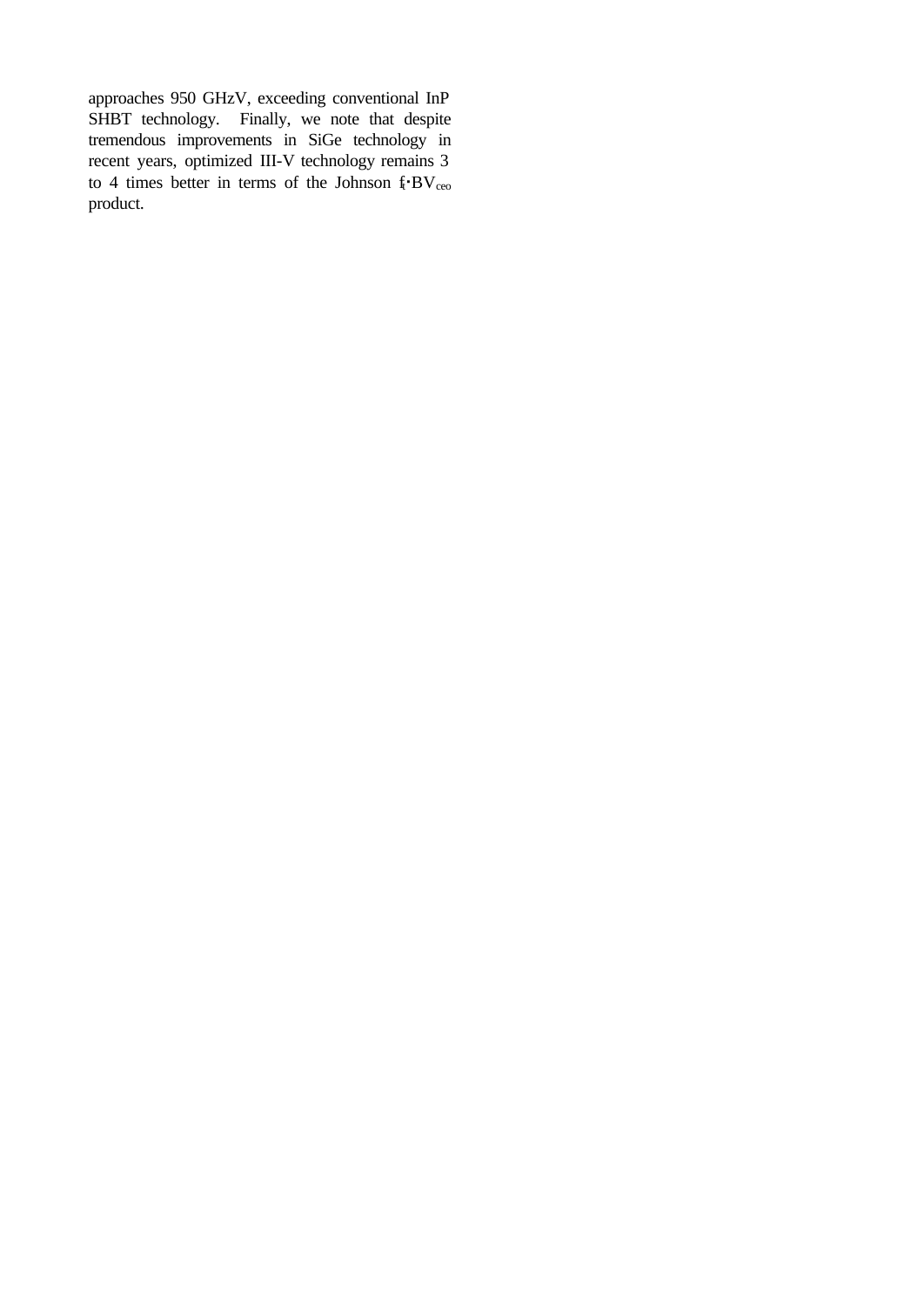approaches 950 GHzV, exceeding conventional InP SHBT technology. Finally, we note that despite tremendous improvements in SiGe technology in recent years, optimized III-V technology remains 3 to 4 times better in terms of the Johnson $f_t \cdot BV_{ceo}$ product.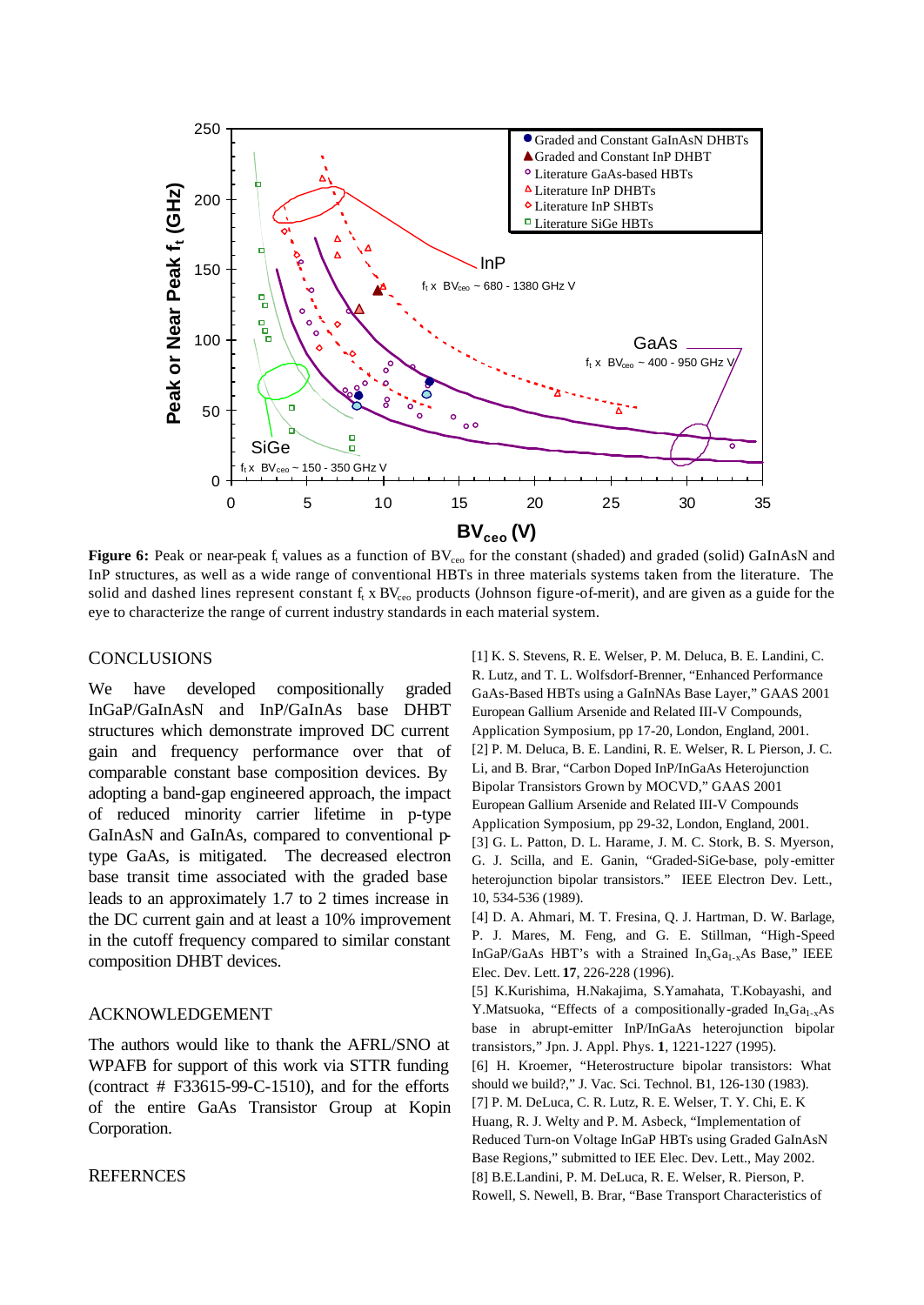250

200

150

100

50

0

0 5 10 15 20 25 30 35

Peak or Near Peak $f_t$ (GHz)

$BV_{ceo}$ (V)

Graded and Constant GaInAsN DHBTs

Graded and Constant InP DHBT

Literature GaAs-based HBTs

Literature InP DHBTs

Literature InP SHBTs

Literature SiGe HBTs

InP

$f_t$ x $BV_{ceo}$ ~ 680 - 1380 GHz V

GaAs

$f_t$ x $BV_{ceo}$ ~ 400 - 950 GHz V

SiGe

$f_t$ x $BV_{ceo}$ ~ 150 - 350 GHz V

**Figure 6:** Peak or near-peak $f_t$ values as a function of $BV_{ceo}$ for the constant (shaded) and graded (solid) GaInAsN and InP structures, as well as a wide range of conventional HBTs in three materials systems taken from the literature. The solid and dashed lines represent constant $f_t$ x $BV_{ceo}$ products (Johnson figure-of-merit), and are given as a guide for the eye to characterize the range of current industry standards in each material system.

## CONCLUSIONS

We have developed compositionally graded InGaP/GaInAsN and InP/InGaAs base DHBT structures which demonstrate improved DC current gain and frequency performance over that of comparable constant base composition devices. By adopting a band-gap engineered approach, the impact of reduced minority carrier lifetime in p-type GaInAsN and GaInAs, compared to conventional p-type GaAs, is mitigated. The decreased electron base transit time associated with the graded base leads to an approximately 1.7 to 2 times increase in the DC current gain and at least a 10% improvement in the cutoff frequency compared to similar constant composition DHBT devices.

## ACKNOWLEDGEMENT

The authors would like to thank the AFRL/SNO at WPAFB for support of this work via STTR funding (contract # F33615-99-C-1510), and for the efforts of the entire GaAs Transistor Group at Kopin Corporation.

## REFERNCES

[1] K. S. Stevens, R. E. Welser, P. M. Deluca, B. E. Landini, C. R. Lutz, and T. L. Wolfsdorf-Brenner, "Enhanced Performance GaAs-Based HBTs using a GaInNAs Base Layer," GAAS 2001 European Gallium Arsenide and Related III-V Compounds Application Symposium, pp 17-20, London, England, 2001.

[2] P. M. Deluca, B. E. Landini, R. E. Welser, R. L Pierson, J. C. Li, and B. Brar, "Carbon Doped InP/InGaAs Heterojunction Bipolar Transistors Grown by MOCVD," GAAS 2001 European Gallium Arsenide and Related III-V Compounds Application Symposium, pp 29-32, London, England, 2001.

[3] G. L. Patton, D. L. Harame, J. M. C. Stork, B. S. Myerson, G. J. Scilla, and E. Ganin, "Graded-SiGe-base, poly-emitter heterojunction bipolar transistors." IEEE Electron Dev. Lett., 10, 534-536 (1989).

[4] D. A. Ahmari, M. T. Fresina, Q. J. Hartman, D. W. Barlage, P. J. Mares, M. Feng, and G. E. Stillman, "High-Speed InGaP/GaAs HBT's with a Strained $In_xGa_{1-x}As$ Base," IEEE Elec. Dev. Lett. **17**, 226-228 (1996).

[5] K.Kurishima, H.Nakajima, S.Yamahata, T.Kobayashi, and Y.Matsuoka, "Effects of a compositionally-graded $In_xGa_{1-x}As$ base in abrupt-emitter InP/InGaAs heterojunction bipolar transistors," Jpn. J. Appl. Phys. **1**, 1221-1227 (1995).

[6] H. Kroemer, "Heterostructure bipolar transistors: What should we build?," J. Vac. Sci. Technol. B1, 126-130 (1983).

[7] P. M. DeLuca, C. R. Lutz, R. E. Welser, T. Y. Chi, E. K Huang, R. J. Welty and P. M. Asbeck, "Implementation of Reduced Turn-on Voltage InGaP HBTs using Graded GaInAsN Base Regions," submitted to IEE Elec. Dev. Lett., May 2002.

[8] B.E.Landini, P. M. DeLuca, R. E. Welser, R. Pierson, P. Rowell, S. Newell, B. Brar, "Base Transport Characteristics of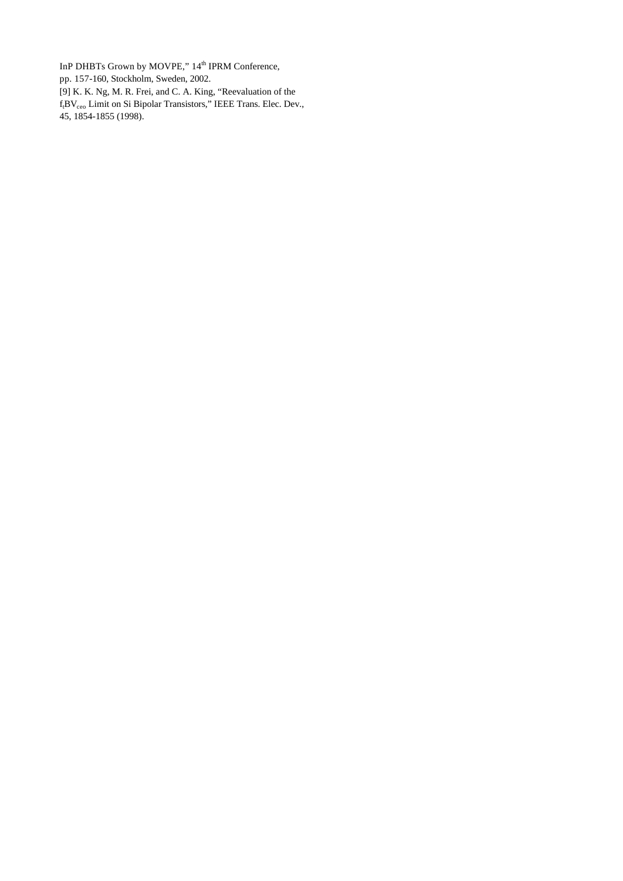InP DHBTs Grown by MOVPE," 14th IPRM Conference, pp. 157-160, Stockholm, Sweden, 2002.

[9] K. K. Ng, M. R. Frei, and C. A. King, "Reevaluation of the $f_t BV_{ceo}$ Limit on Si Bipolar Transistors," IEEE Trans. Elec. Dev., 45, 1854-1855 (1998).